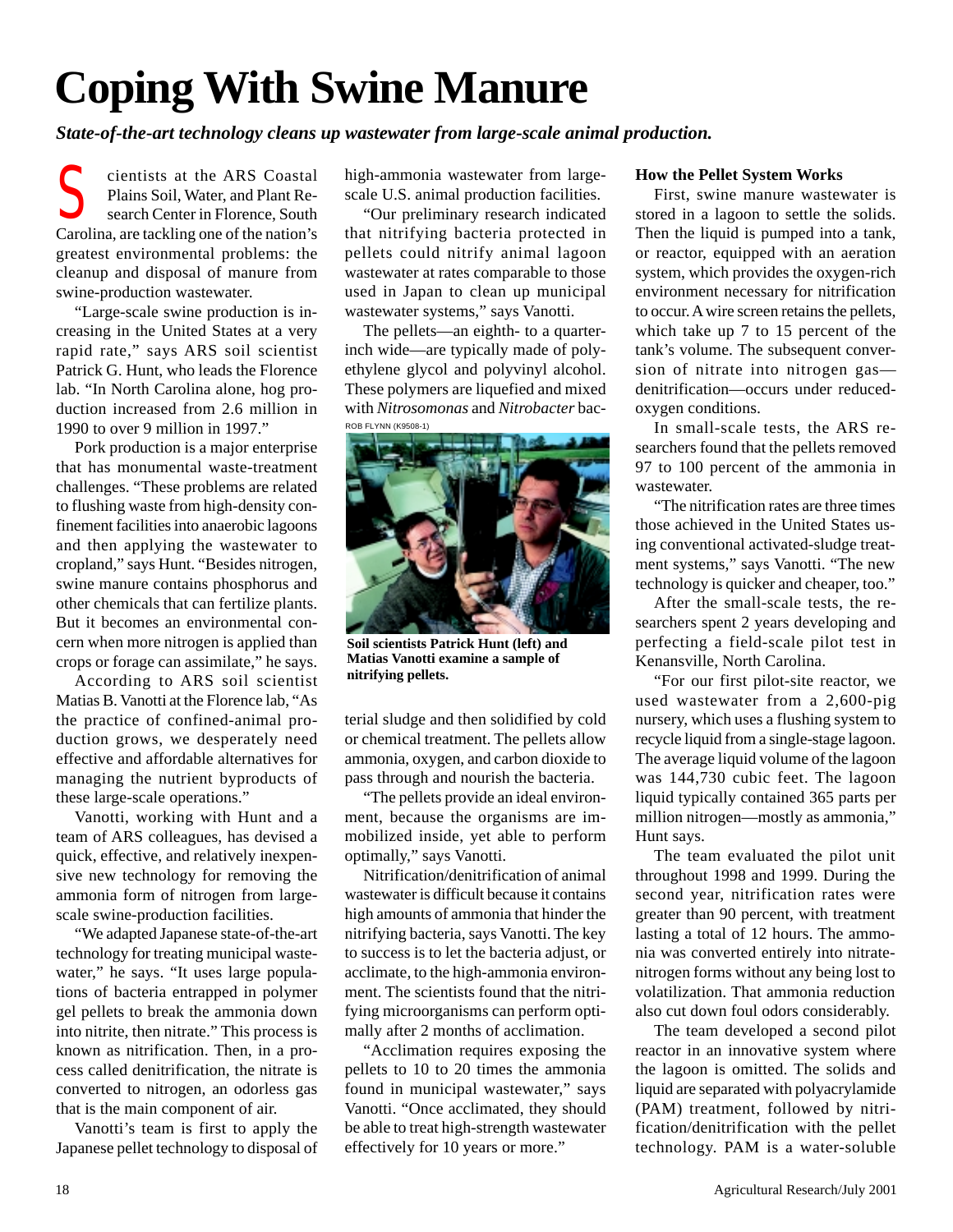# Coping With Swine Manure

***State-of-the-art technology cleans up wastewater from large-scale animal production.***

Scientists at the ARS Coastal Plains Soil, Water, and Plant Research Center in Florence, South Carolina, are tackling one of the nation's greatest environmental problems: the cleanup and disposal of manure from swine-production wastewater.

"Large-scale swine production is increasing in the United States at a very rapid rate," says ARS soil scientist Patrick G. Hunt, who leads the Florence lab. "In North Carolina alone, hog production increased from 2.6 million in 1990 to over 9 million in 1997."

Pork production is a major enterprise that has monumental waste-treatment challenges. "These problems are related to flushing waste from high-density confinement facilities into anaerobic lagoons and then applying the wastewater to cropland," says Hunt. "Besides nitrogen, swine manure contains phosphorus and other chemicals that can fertilize plants. But it becomes an environmental concern when more nitrogen is applied than crops or forage can assimilate," he says.

According to ARS soil scientist Matias B. Vanotti at the Florence lab, "As the practice of confined-animal production grows, we desperately need effective and affordable alternatives for managing the nutrient byproducts of these large-scale operations."

Vanotti, working with Hunt and a team of ARS colleagues, has devised a quick, effective, and relatively inexpensive new technology for removing the ammonia form of nitrogen from large-scale swine-production facilities.

"We adapted Japanese state-of-the-art technology for treating municipal wastewater," he says. "It uses large populations of bacteria entrapped in polymer gel pellets to break the ammonia down into nitrite, then nitrate." This process is known as nitrification. Then, in a process called denitrification, the nitrate is converted to nitrogen, an odorless gas that is the main component of air.

Vanotti's team is first to apply the Japanese pellet technology to disposal of high-ammonia wastewater from large-scale U.S. animal production facilities.

"Our preliminary research indicated that nitrifying bacteria protected in pellets could nitrify animal lagoon wastewater at rates comparable to those used in Japan to clean up municipal wastewater systems," says Vanotti.

The pellets—an eighth- to a quarter-inch wide—are typically made of polyethylene glycol and polyvinyl alcohol. These polymers are liquefied and mixed with *Nitrosomonas* and *Nitrobacter* bacterial sludge and then solidified by cold or chemical treatment. The pellets allow ammonia, oxygen, and carbon dioxide to pass through and nourish the bacteria.

ROB FLYNN (K9508-1)

**Soil scientists Patrick Hunt (left) and Matias Vanotti examine a sample of nitrifying pellets.**

"The pellets provide an ideal environment, because the organisms are immobilized inside, yet able to perform optimally," says Vanotti.

Nitrification/denitrification of animal wastewater is difficult because it contains high amounts of ammonia that hinder the nitrifying bacteria, says Vanotti. The key to success is to let the bacteria adjust, or acclimate, to the high-ammonia environment. The scientists found that the nitrifying microorganisms can perform optimally after 2 months of acclimation.

"Acclimation requires exposing the pellets to 10 to 20 times the ammonia found in municipal wastewater," says Vanotti. "Once acclimated, they should be able to treat high-strength wastewater effectively for 10 years or more."

### How the Pellet System Works

First, swine manure wastewater is stored in a lagoon to settle the solids. Then the liquid is pumped into a tank, or reactor, equipped with an aeration system, which provides the oxygen-rich environment necessary for nitrification to occur. A wire screen retains the pellets, which take up 7 to 15 percent of the tank's volume. The subsequent conversion of nitrate into nitrogen gas—denitrification—occurs under reduced-oxygen conditions.

In small-scale tests, the ARS researchers found that the pellets removed 97 to 100 percent of the ammonia in wastewater.

"The nitrification rates are three times those achieved in the United States using conventional activated-sludge treatment systems," says Vanotti. "The new technology is quicker and cheaper, too."

After the small-scale tests, the researchers spent 2 years developing and perfecting a field-scale pilot test in Kenansville, North Carolina.

"For our first pilot-site reactor, we used wastewater from a 2,600-pig nursery, which uses a flushing system to recycle liquid from a single-stage lagoon. The average liquid volume of the lagoon was 144,730 cubic feet. The lagoon liquid typically contained 365 parts per million nitrogen—mostly as ammonia," Hunt says.

The team evaluated the pilot unit throughout 1998 and 1999. During the second year, nitrification rates were greater than 90 percent, with treatment lasting a total of 12 hours. The ammonia was converted entirely into nitrate-nitrogen forms without any being lost to volatilization. That ammonia reduction also cut down foul odors considerably.

The team developed a second pilot reactor in an innovative system where the lagoon is omitted. The solids and liquid are separated with polyacrylamide (PAM) treatment, followed by nitrification/denitrification with the pellet technology. PAM is a water-soluble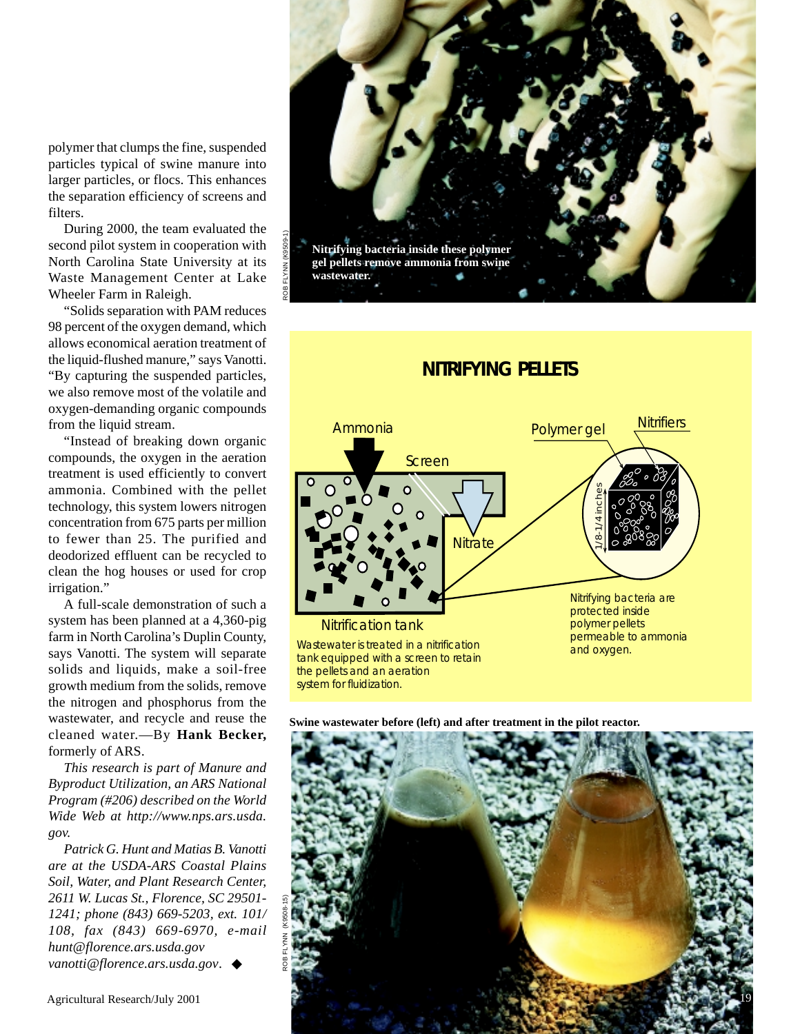polymer that clumps the fine, suspended particles typical of swine manure into larger particles, or flocs. This enhances the separation efficiency of screens and filters.

During 2000, the team evaluated the second pilot system in cooperation with North Carolina State University at its Waste Management Center at Lake Wheeler Farm in Raleigh.

"Solids separation with PAM reduces 98 percent of the oxygen demand, which allows economical aeration treatment of the liquid-flushed manure," says Vanotti. "By capturing the suspended particles, we also remove most of the volatile and oxygen-demanding organic compounds from the liquid stream.

"Instead of breaking down organic compounds, the oxygen in the aeration treatment is used efficiently to convert ammonia. Combined with the pellet technology, this system lowers nitrogen concentration from 675 parts per million to fewer than 25. The purified and deodorized effluent can be recycled to clean the hog houses or used for crop irrigation."

A full-scale demonstration of such a system has been planned at a 4,360-pig farm in North Carolina's Duplin County, says Vanotti. The system will separate solids and liquids, make a soil-free growth medium from the solids, remove the nitrogen and phosphorus from the wastewater, and recycle and reuse the cleaned water.—By **Hank Becker,** formerly of ARS.

*This research is part of Manure and Byproduct Utilization, an ARS National Program (#206) described on the World Wide Web at http://www.nps.ars.usda.gov.*

*Patrick G. Hunt and Matias B. Vanotti are at the USDA-ARS Coastal Plains Soil, Water, and Plant Research Center, 2611 W. Lucas St., Florence, SC 29501-1241; phone (843) 669-5203, ext. 101/108, fax (843) 669-6970, e-mail hunt@florence.ars.usda.gov vanotti@florence.ars.usda.gov.* ◆

ROB FLYNN (K9509-1)

**Nitrifying bacteria inside these polymer gel pellets remove ammonia from swine wastewater.**

**NITRIFYING PELLETS**

Ammonia

Screen

Nitrate

Polymer gel

Nitrifiers

1/8-1/4 inches

Nitrification tank

Wastewater is treated in a nitrification tank equipped with a screen to retain the pellets and an aeration system for fluidization.

Nitrifying bacteria are protected inside polymer pellets permeable to ammonia and oxygen.

**Swine wastewater before (left) and after treatment in the pilot reactor.**

ROB FLYNN (K9508-15)